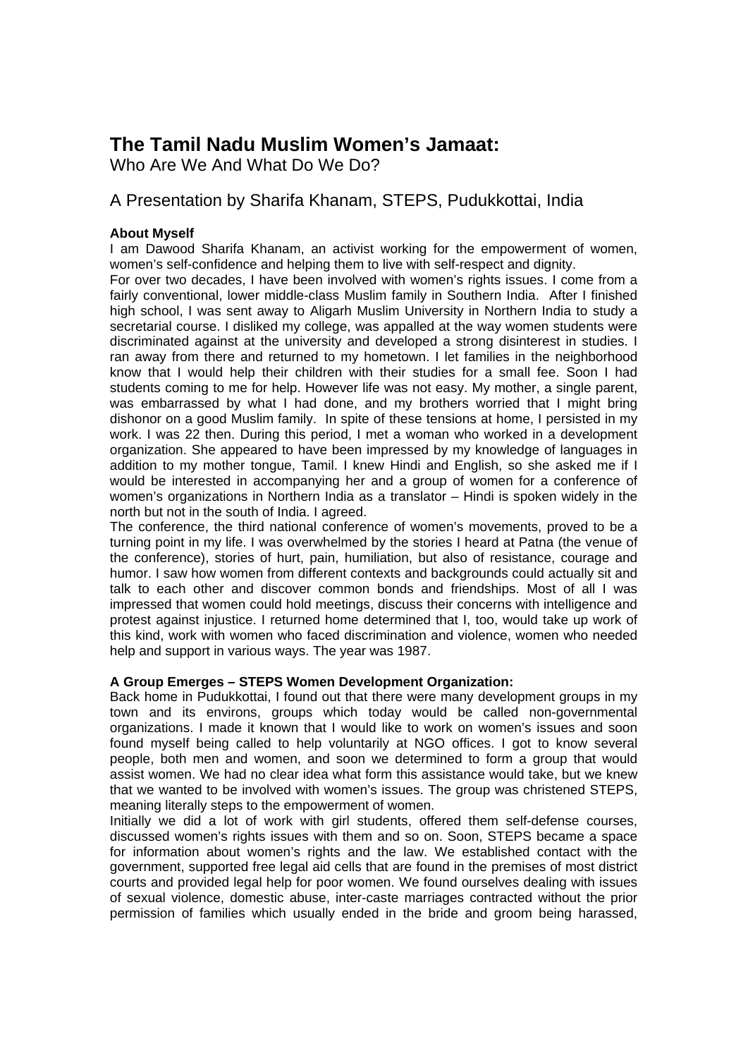# The Tamil Nadu Muslim Women's Jamaat:

Who Are We And What Do We Do?

## A Presentation by Sharifa Khanam, STEPS, Pudukkottai, India

**About Myself**

I am Dawood Sharifa Khanam, an activist working for the empowerment of women, women's self-confidence and helping them to live with self-respect and dignity.

For over two decades, I have been involved with women's rights issues. I come from a fairly conventional, lower middle-class Muslim family in Southern India. After I finished high school, I was sent away to Aligarh Muslim University in Northern India to study a secretarial course. I disliked my college, was appalled at the way women students were discriminated against at the university and developed a strong disinterest in studies. I ran away from there and returned to my hometown. I let families in the neighborhood know that I would help their children with their studies for a small fee. Soon I had students coming to me for help. However life was not easy. My mother, a single parent, was embarrassed by what I had done, and my brothers worried that I might bring dishonor on a good Muslim family. In spite of these tensions at home, I persisted in my work. I was 22 then. During this period, I met a woman who worked in a development organization. She appeared to have been impressed by my knowledge of languages in addition to my mother tongue, Tamil. I knew Hindi and English, so she asked me if I would be interested in accompanying her and a group of women for a conference of women's organizations in Northern India as a translator – Hindi is spoken widely in the north but not in the south of India. I agreed.

The conference, the third national conference of women's movements, proved to be a turning point in my life. I was overwhelmed by the stories I heard at Patna (the venue of the conference), stories of hurt, pain, humiliation, but also of resistance, courage and humor. I saw how women from different contexts and backgrounds could actually sit and talk to each other and discover common bonds and friendships. Most of all I was impressed that women could hold meetings, discuss their concerns with intelligence and protest against injustice. I returned home determined that I, too, would take up work of this kind, work with women who faced discrimination and violence, women who needed help and support in various ways. The year was 1987.

**A Group Emerges – STEPS Women Development Organization:**

Back home in Pudukkottai, I found out that there were many development groups in my town and its environs, groups which today would be called non-governmental organizations. I made it known that I would like to work on women's issues and soon found myself being called to help voluntarily at NGO offices. I got to know several people, both men and women, and soon we determined to form a group that would assist women. We had no clear idea what form this assistance would take, but we knew that we wanted to be involved with women's issues. The group was christened STEPS, meaning literally steps to the empowerment of women.

Initially we did a lot of work with girl students, offered them self-defense courses, discussed women's rights issues with them and so on. Soon, STEPS became a space for information about women's rights and the law. We established contact with the government, supported free legal aid cells that are found in the premises of most district courts and provided legal help for poor women. We found ourselves dealing with issues of sexual violence, domestic abuse, inter-caste marriages contracted without the prior permission of families which usually ended in the bride and groom being harassed,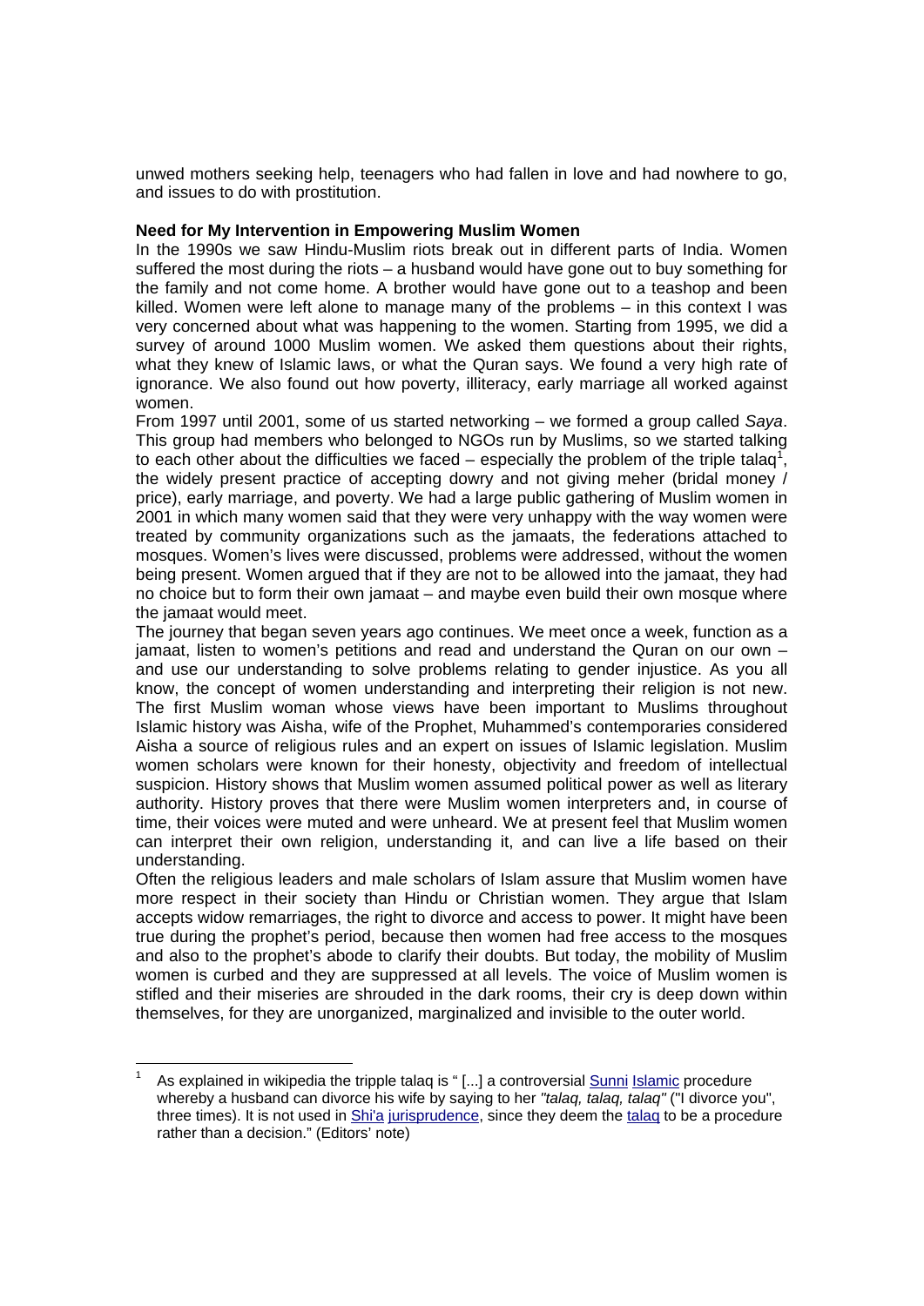unwed mothers seeking help, teenagers who had fallen in love and had nowhere to go, and issues to do with prostitution.

**Need for My Intervention in Empowering Muslim Women**

In the 1990s we saw Hindu-Muslim riots break out in different parts of India. Women suffered the most during the riots – a husband would have gone out to buy something for the family and not come home. A brother would have gone out to a teashop and been killed. Women were left alone to manage many of the problems – in this context I was very concerned about what was happening to the women. Starting from 1995, we did a survey of around 1000 Muslim women. We asked them questions about their rights, what they knew of Islamic laws, or what the Quran says. We found a very high rate of ignorance. We also found out how poverty, illiteracy, early marriage all worked against women.

From 1997 until 2001, some of us started networking – we formed a group called *Saya*. This group had members who belonged to NGOs run by Muslims, so we started talking to each other about the difficulties we faced – especially the problem of the triple talaq[1], the widely present practice of accepting dowry and not giving meher (bridal money / price), early marriage, and poverty. We had a large public gathering of Muslim women in 2001 in which many women said that they were very unhappy with the way women were treated by community organizations such as the jamaats, the federations attached to mosques. Women's lives were discussed, problems were addressed, without the women being present. Women argued that if they are not to be allowed into the jamaat, they had no choice but to form their own jamaat – and maybe even build their own mosque where the jamaat would meet.

The journey that began seven years ago continues. We meet once a week, function as a jamaat, listen to women's petitions and read and understand the Quran on our own – and use our understanding to solve problems relating to gender injustice. As you all know, the concept of women understanding and interpreting their religion is not new. The first Muslim woman whose views have been important to Muslims throughout Islamic history was Aisha, wife of the Prophet, Muhammed's contemporaries considered Aisha a source of religious rules and an expert on issues of Islamic legislation. Muslim women scholars were known for their honesty, objectivity and freedom of intellectual suspicion. History shows that Muslim women assumed political power as well as literary authority. History proves that there were Muslim women interpreters and, in course of time, their voices were muted and were unheard. We at present feel that Muslim women can interpret their own religion, understanding it, and can live a life based on their understanding.

Often the religious leaders and male scholars of Islam assure that Muslim women have more respect in their society than Hindu or Christian women. They argue that Islam accepts widow remarriages, the right to divorce and access to power. It might have been true during the prophet's period, because then women had free access to the mosques and also to the prophet's abode to clarify their doubts. But today, the mobility of Muslim women is curbed and they are suppressed at all levels. The voice of Muslim women is stifled and their miseries are shrouded in the dark rooms, their cry is deep down within themselves, for they are unorganized, marginalized and invisible to the outer world.

---

[1] As explained in wikipedia the tripple talaq is " [...] a controversial Sunni Islamic procedure whereby a husband can divorce his wife by saying to her *"talaq, talaq, talaq"* ("I divorce you", three times). It is not used in Shi'a jurisprudence, since they deem the talaq to be a procedure rather than a decision." (Editors' note)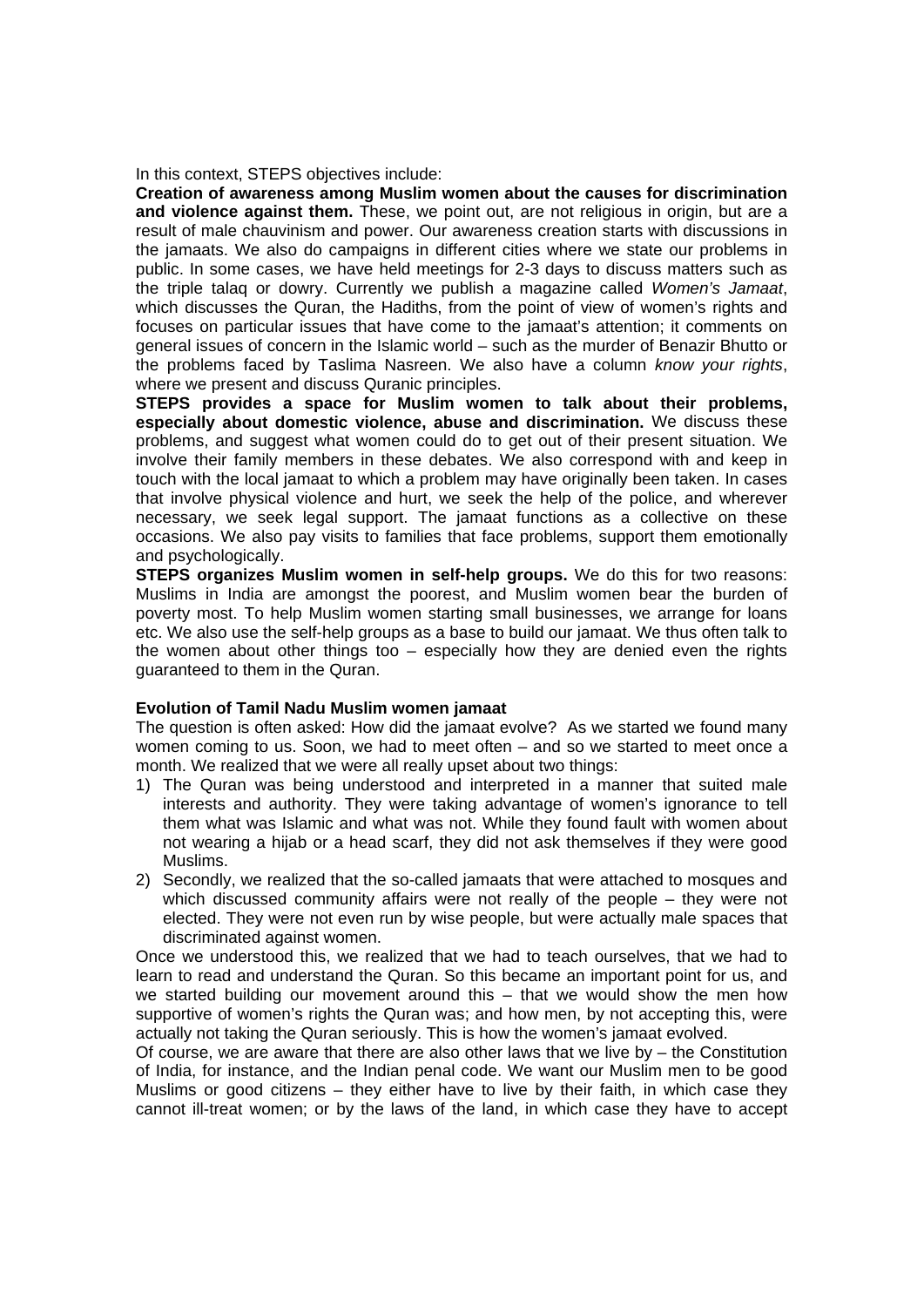In this context, STEPS objectives include:

**Creation of awareness among Muslim women about the causes for discrimination and violence against them.** These, we point out, are not religious in origin, but are a result of male chauvinism and power. Our awareness creation starts with discussions in the jamaats. We also do campaigns in different cities where we state our problems in public. In some cases, we have held meetings for 2-3 days to discuss matters such as the triple talaq or dowry. Currently we publish a magazine called *Women's Jamaat*, which discusses the Quran, the Hadiths, from the point of view of women's rights and focuses on particular issues that have come to the jamaat's attention; it comments on general issues of concern in the Islamic world – such as the murder of Benazir Bhutto or the problems faced by Taslima Nasreen. We also have a column *know your rights*, where we present and discuss Quranic principles.

**STEPS provides a space for Muslim women to talk about their problems, especially about domestic violence, abuse and discrimination.** We discuss these problems, and suggest what women could do to get out of their present situation. We involve their family members in these debates. We also correspond with and keep in touch with the local jamaat to which a problem may have originally been taken. In cases that involve physical violence and hurt, we seek the help of the police, and wherever necessary, we seek legal support. The jamaat functions as a collective on these occasions. We also pay visits to families that face problems, support them emotionally and psychologically.

**STEPS organizes Muslim women in self-help groups.** We do this for two reasons: Muslims in India are amongst the poorest, and Muslim women bear the burden of poverty most. To help Muslim women starting small businesses, we arrange for loans etc. We also use the self-help groups as a base to build our jamaat. We thus often talk to the women about other things too – especially how they are denied even the rights guaranteed to them in the Quran.

**Evolution of Tamil Nadu Muslim women jamaat**

The question is often asked: How did the jamaat evolve? As we started we found many women coming to us. Soon, we had to meet often – and so we started to meet once a month. We realized that we were all really upset about two things:

1) The Quran was being understood and interpreted in a manner that suited male interests and authority. They were taking advantage of women's ignorance to tell them what was Islamic and what was not. While they found fault with women about not wearing a hijab or a head scarf, they did not ask themselves if they were good Muslims.
2) Secondly, we realized that the so-called jamaats that were attached to mosques and which discussed community affairs were not really of the people – they were not elected. They were not even run by wise people, but were actually male spaces that discriminated against women.

Once we understood this, we realized that we had to teach ourselves, that we had to learn to read and understand the Quran. So this became an important point for us, and we started building our movement around this – that we would show the men how supportive of women's rights the Quran was; and how men, by not accepting this, were actually not taking the Quran seriously. This is how the women's jamaat evolved.

Of course, we are aware that there are also other laws that we live by – the Constitution of India, for instance, and the Indian penal code. We want our Muslim men to be good Muslims or good citizens – they either have to live by their faith, in which case they cannot ill-treat women; or by the laws of the land, in which case they have to accept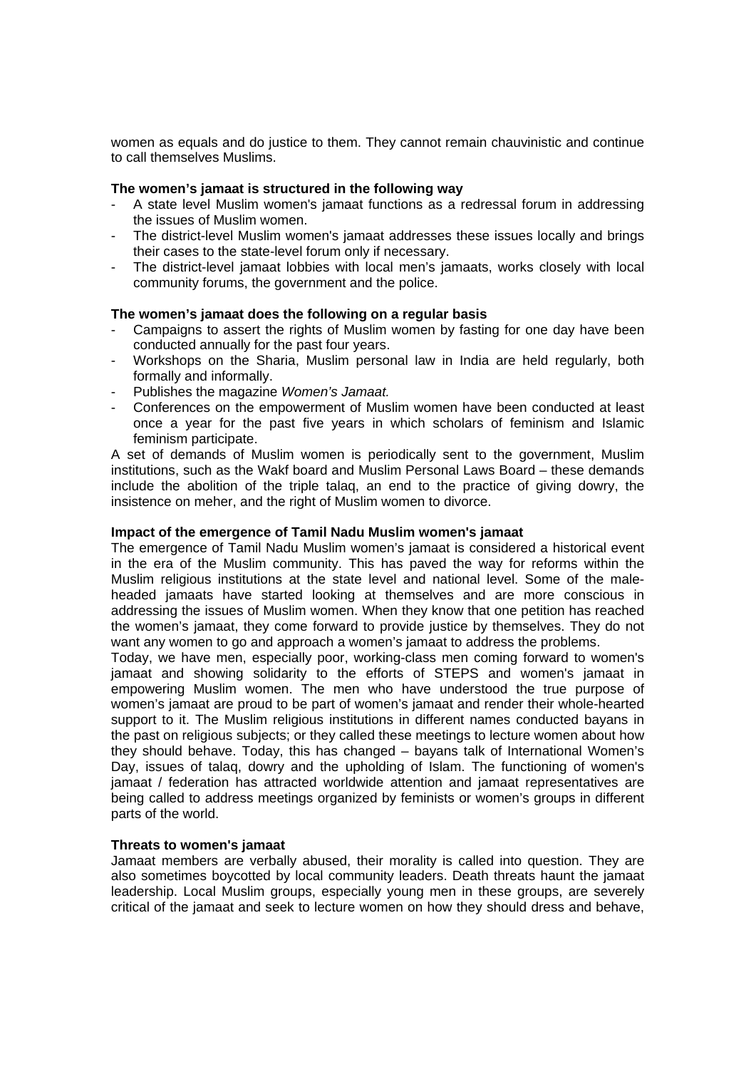women as equals and do justice to them. They cannot remain chauvinistic and continue to call themselves Muslims.

**The women's jamaat is structured in the following way**

- A state level Muslim women's jamaat functions as a redressal forum in addressing the issues of Muslim women.
- The district-level Muslim women's jamaat addresses these issues locally and brings their cases to the state-level forum only if necessary.
- The district-level jamaat lobbies with local men's jamaats, works closely with local community forums, the government and the police.

**The women's jamaat does the following on a regular basis**

- Campaigns to assert the rights of Muslim women by fasting for one day have been conducted annually for the past four years.
- Workshops on the Sharia, Muslim personal law in India are held regularly, both formally and informally.
- Publishes the magazine *Women's Jamaat.*
- Conferences on the empowerment of Muslim women have been conducted at least once a year for the past five years in which scholars of feminism and Islamic feminism participate.

A set of demands of Muslim women is periodically sent to the government, Muslim institutions, such as the Wakf board and Muslim Personal Laws Board – these demands include the abolition of the triple talaq, an end to the practice of giving dowry, the insistence on meher, and the right of Muslim women to divorce.

**Impact of the emergence of Tamil Nadu Muslim women's jamaat**

The emergence of Tamil Nadu Muslim women's jamaat is considered a historical event in the era of the Muslim community. This has paved the way for reforms within the Muslim religious institutions at the state level and national level. Some of the male-headed jamaats have started looking at themselves and are more conscious in addressing the issues of Muslim women. When they know that one petition has reached the women's jamaat, they come forward to provide justice by themselves. They do not want any women to go and approach a women's jamaat to address the problems.

Today, we have men, especially poor, working-class men coming forward to women's jamaat and showing solidarity to the efforts of STEPS and women's jamaat in empowering Muslim women. The men who have understood the true purpose of women's jamaat are proud to be part of women's jamaat and render their whole-hearted support to it. The Muslim religious institutions in different names conducted bayans in the past on religious subjects; or they called these meetings to lecture women about how they should behave. Today, this has changed – bayans talk of International Women's Day, issues of talaq, dowry and the upholding of Islam. The functioning of women's jamaat / federation has attracted worldwide attention and jamaat representatives are being called to address meetings organized by feminists or women's groups in different parts of the world.

**Threats to women's jamaat**

Jamaat members are verbally abused, their morality is called into question. They are also sometimes boycotted by local community leaders. Death threats haunt the jamaat leadership. Local Muslim groups, especially young men in these groups, are severely critical of the jamaat and seek to lecture women on how they should dress and behave,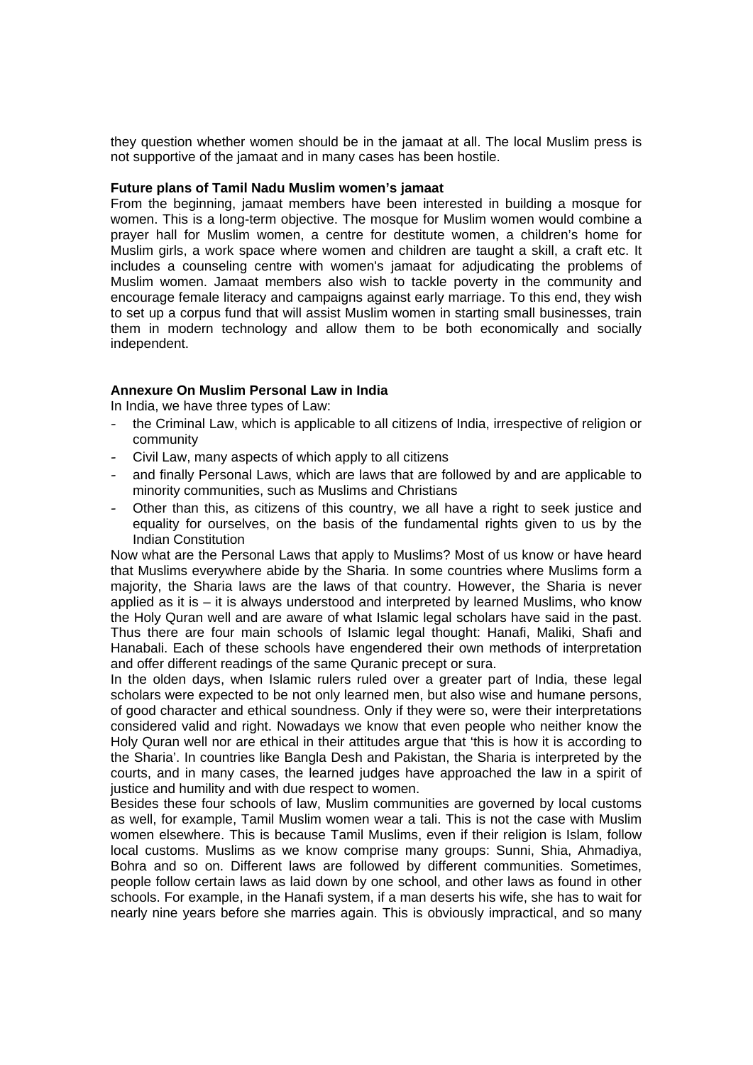they question whether women should be in the jamaat at all. The local Muslim press is not supportive of the jamaat and in many cases has been hostile.

**Future plans of Tamil Nadu Muslim women's jamaat**

From the beginning, jamaat members have been interested in building a mosque for women. This is a long-term objective. The mosque for Muslim women would combine a prayer hall for Muslim women, a centre for destitute women, a children's home for Muslim girls, a work space where women and children are taught a skill, a craft etc. It includes a counseling centre with women's jamaat for adjudicating the problems of Muslim women. Jamaat members also wish to tackle poverty in the community and encourage female literacy and campaigns against early marriage. To this end, they wish to set up a corpus fund that will assist Muslim women in starting small businesses, train them in modern technology and allow them to be both economically and socially independent.

**Annexure On Muslim Personal Law in India**

In India, we have three types of Law:

- the Criminal Law, which is applicable to all citizens of India, irrespective of religion or community
- Civil Law, many aspects of which apply to all citizens
- and finally Personal Laws, which are laws that are followed by and are applicable to minority communities, such as Muslims and Christians
- Other than this, as citizens of this country, we all have a right to seek justice and equality for ourselves, on the basis of the fundamental rights given to us by the Indian Constitution

Now what are the Personal Laws that apply to Muslims? Most of us know or have heard that Muslims everywhere abide by the Sharia. In some countries where Muslims form a majority, the Sharia laws are the laws of that country. However, the Sharia is never applied as it is – it is always understood and interpreted by learned Muslims, who know the Holy Quran well and are aware of what Islamic legal scholars have said in the past. Thus there are four main schools of Islamic legal thought: Hanafi, Maliki, Shafi and Hanabali. Each of these schools have engendered their own methods of interpretation and offer different readings of the same Quranic precept or sura.

In the olden days, when Islamic rulers ruled over a greater part of India, these legal scholars were expected to be not only learned men, but also wise and humane persons, of good character and ethical soundness. Only if they were so, were their interpretations considered valid and right. Nowadays we know that even people who neither know the Holy Quran well nor are ethical in their attitudes argue that 'this is how it is according to the Sharia'. In countries like Bangla Desh and Pakistan, the Sharia is interpreted by the courts, and in many cases, the learned judges have approached the law in a spirit of justice and humility and with due respect to women.

Besides these four schools of law, Muslim communities are governed by local customs as well, for example, Tamil Muslim women wear a tali. This is not the case with Muslim women elsewhere. This is because Tamil Muslims, even if their religion is Islam, follow local customs. Muslims as we know comprise many groups: Sunni, Shia, Ahmadiya, Bohra and so on. Different laws are followed by different communities. Sometimes, people follow certain laws as laid down by one school, and other laws as found in other schools. For example, in the Hanafi system, if a man deserts his wife, she has to wait for nearly nine years before she marries again. This is obviously impractical, and so many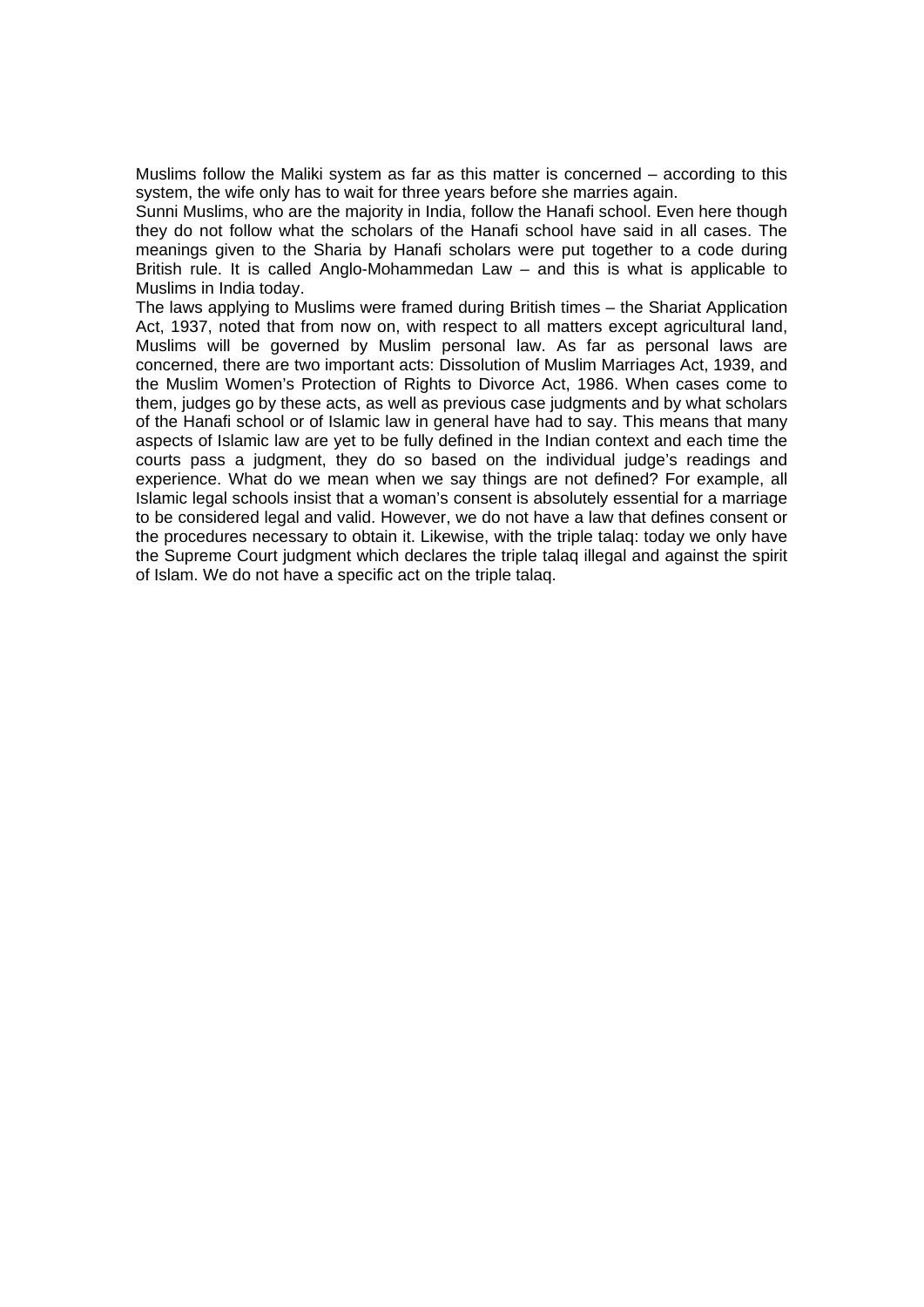Muslims follow the Maliki system as far as this matter is concerned – according to this system, the wife only has to wait for three years before she marries again.

Sunni Muslims, who are the majority in India, follow the Hanafi school. Even here though they do not follow what the scholars of the Hanafi school have said in all cases. The meanings given to the Sharia by Hanafi scholars were put together to a code during British rule. It is called Anglo-Mohammedan Law – and this is what is applicable to Muslims in India today.

The laws applying to Muslims were framed during British times – the Shariat Application Act, 1937, noted that from now on, with respect to all matters except agricultural land, Muslims will be governed by Muslim personal law. As far as personal laws are concerned, there are two important acts: Dissolution of Muslim Marriages Act, 1939, and the Muslim Women's Protection of Rights to Divorce Act, 1986. When cases come to them, judges go by these acts, as well as previous case judgments and by what scholars of the Hanafi school or of Islamic law in general have had to say. This means that many aspects of Islamic law are yet to be fully defined in the Indian context and each time the courts pass a judgment, they do so based on the individual judge's readings and experience. What do we mean when we say things are not defined? For example, all Islamic legal schools insist that a woman's consent is absolutely essential for a marriage to be considered legal and valid. However, we do not have a law that defines consent or the procedures necessary to obtain it. Likewise, with the triple talaq: today we only have the Supreme Court judgment which declares the triple talaq illegal and against the spirit of Islam. We do not have a specific act on the triple talaq.